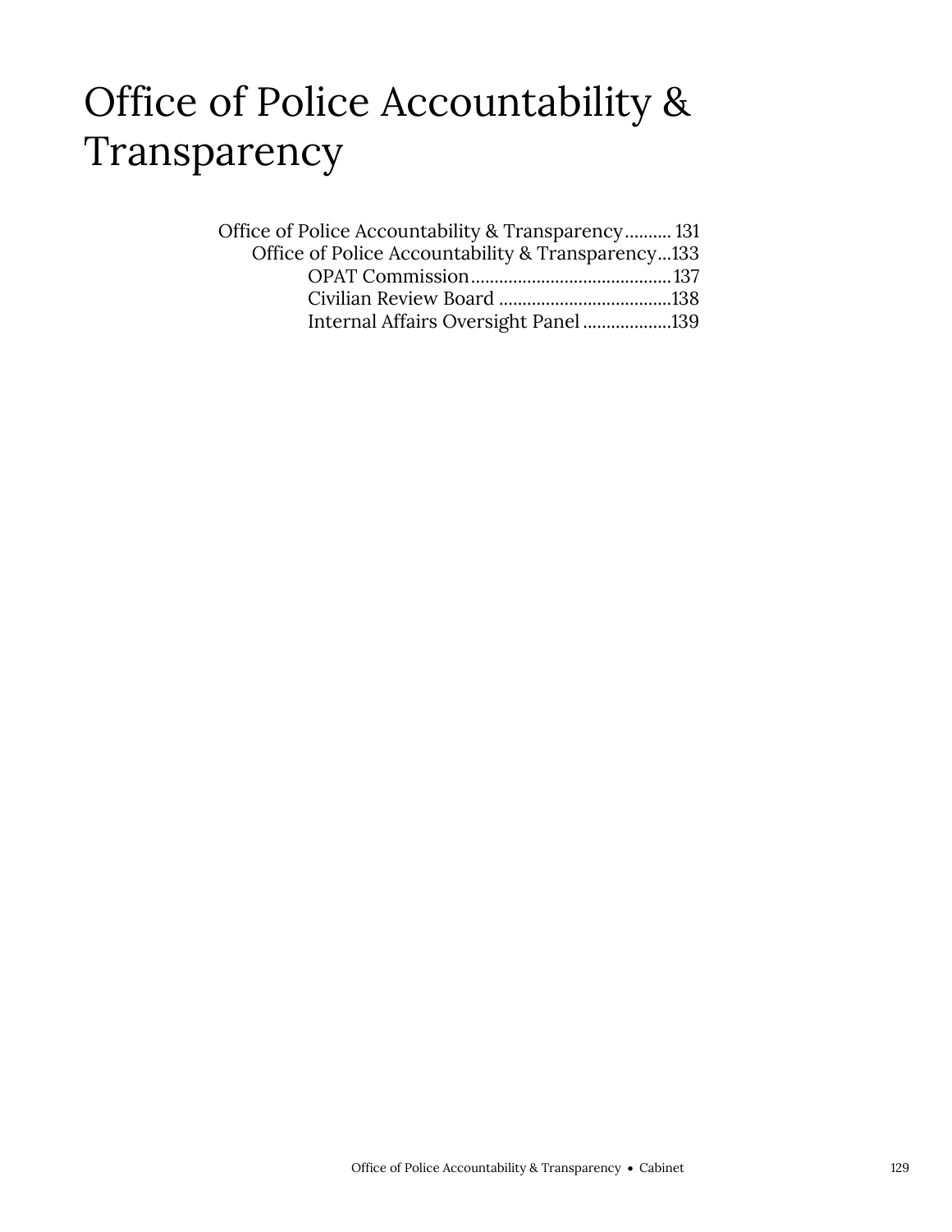# Office of Police Accountability & Transparency

Office of Police Accountability & Transparency .......... 131
- Office of Police Accountability & Transparency ... 133
  - OPAT Commission .......... 137
  - Civilian Review Board .......... 138
  - Internal Affairs Oversight Panel .......... 139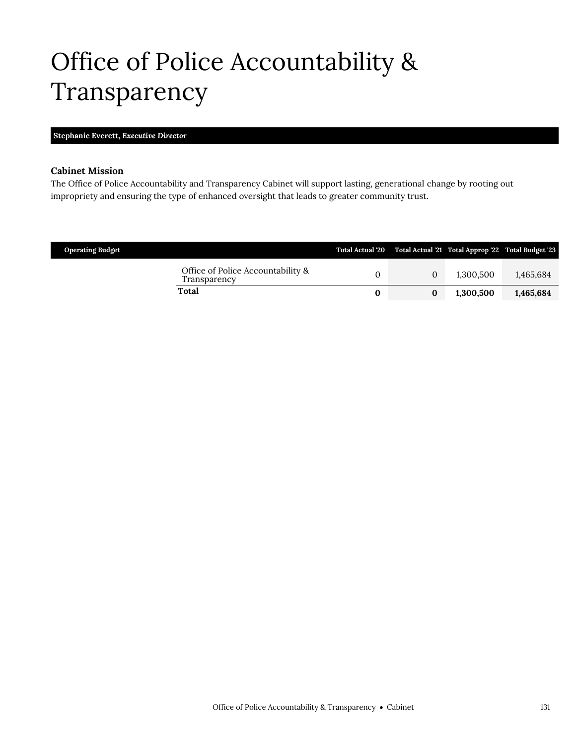# Office of Police Accountability & Transparency

**Stephanie Everett, *Executive Director***

### Cabinet Mission

The Office of Police Accountability and Transparency Cabinet will support lasting, generational change by rooting out impropriety and ensuring the type of enhanced oversight that leads to greater community trust.

| Operating Budget | | Total Actual '20 | Total Actual '21 | Total Approp '22 | Total Budget '23 |
|---|---|---|---|---|---|
| | Office of Police Accountability & Transparency | 0 | 0 | 1,300,500 | 1,465,684 |
| | **Total** | **0** | **0** | **1,300,500** | **1,465,684** |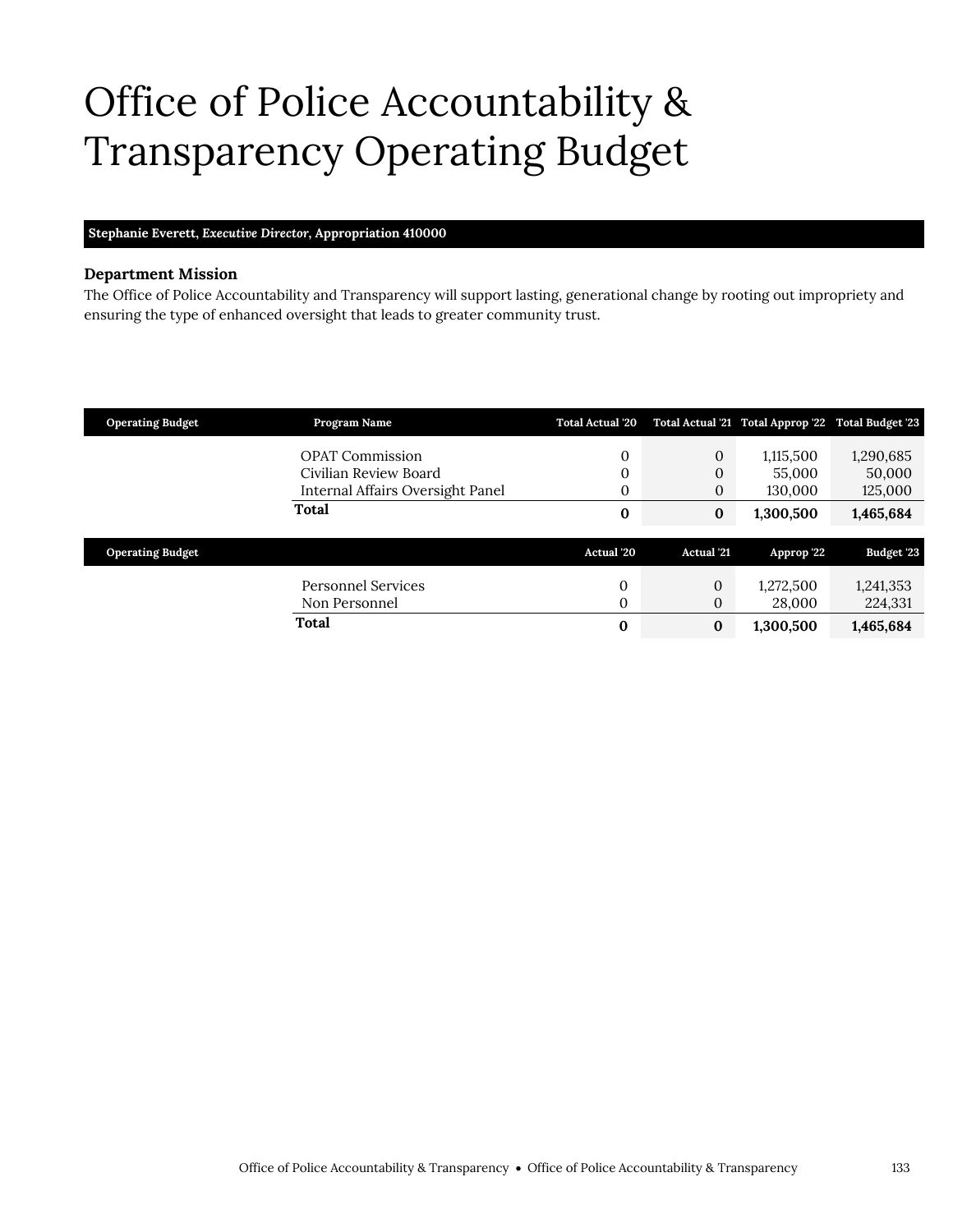# Office of Police Accountability & Transparency Operating Budget

**Stephanie Everett, *Executive Director*, Appropriation 410000**

### Department Mission

The Office of Police Accountability and Transparency will support lasting, generational change by rooting out impropriety and ensuring the type of enhanced oversight that leads to greater community trust.

| Operating Budget | Program Name | Total Actual '20 | Total Actual '21 | Total Approp '22 | Total Budget '23 |
|---|---|---|---|---|---|
| | OPAT Commission | 0 | 0 | 1,115,500 | 1,290,685 |
| | Civilian Review Board | 0 | 0 | 55,000 | 50,000 |
| | Internal Affairs Oversight Panel | 0 | 0 | 130,000 | 125,000 |
| | **Total** | **0** | **0** | **1,300,500** | **1,465,684** |

| Operating Budget | | Actual '20 | Actual '21 | Approp '22 | Budget '23 |
|---|---|---|---|---|---|
| | Personnel Services | 0 | 0 | 1,272,500 | 1,241,353 |
| | Non Personnel | 0 | 0 | 28,000 | 224,331 |
| | **Total** | **0** | **0** | **1,300,500** | **1,465,684** |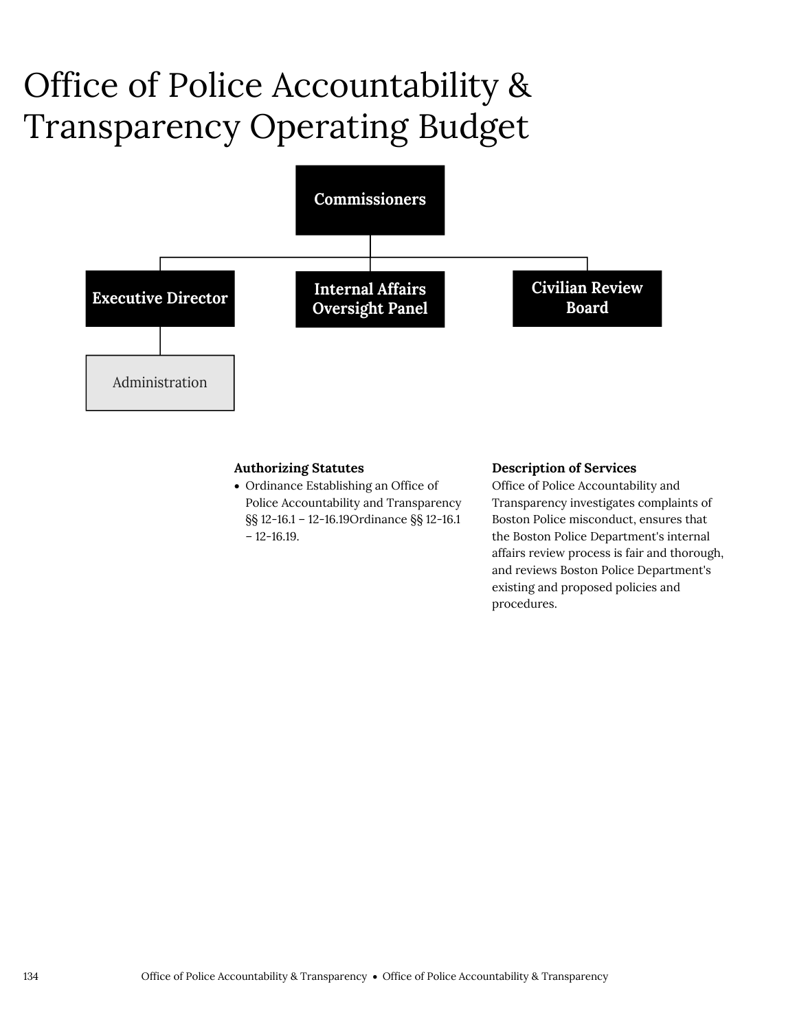# Office of Police Accountability & Transparency Operating Budget

Commissioners

- Executive Director
  - Administration
- Internal Affairs Oversight Panel
- Civilian Review Board

**Authorizing Statutes**

- Ordinance Establishing an Office of Police Accountability and Transparency §§ 12-16.1 – 12-16.19Ordinance §§ 12-16.1 – 12-16.19.

**Description of Services**

Office of Police Accountability and Transparency investigates complaints of Boston Police misconduct, ensures that the Boston Police Department's internal affairs review process is fair and thorough, and reviews Boston Police Department's existing and proposed policies and procedures.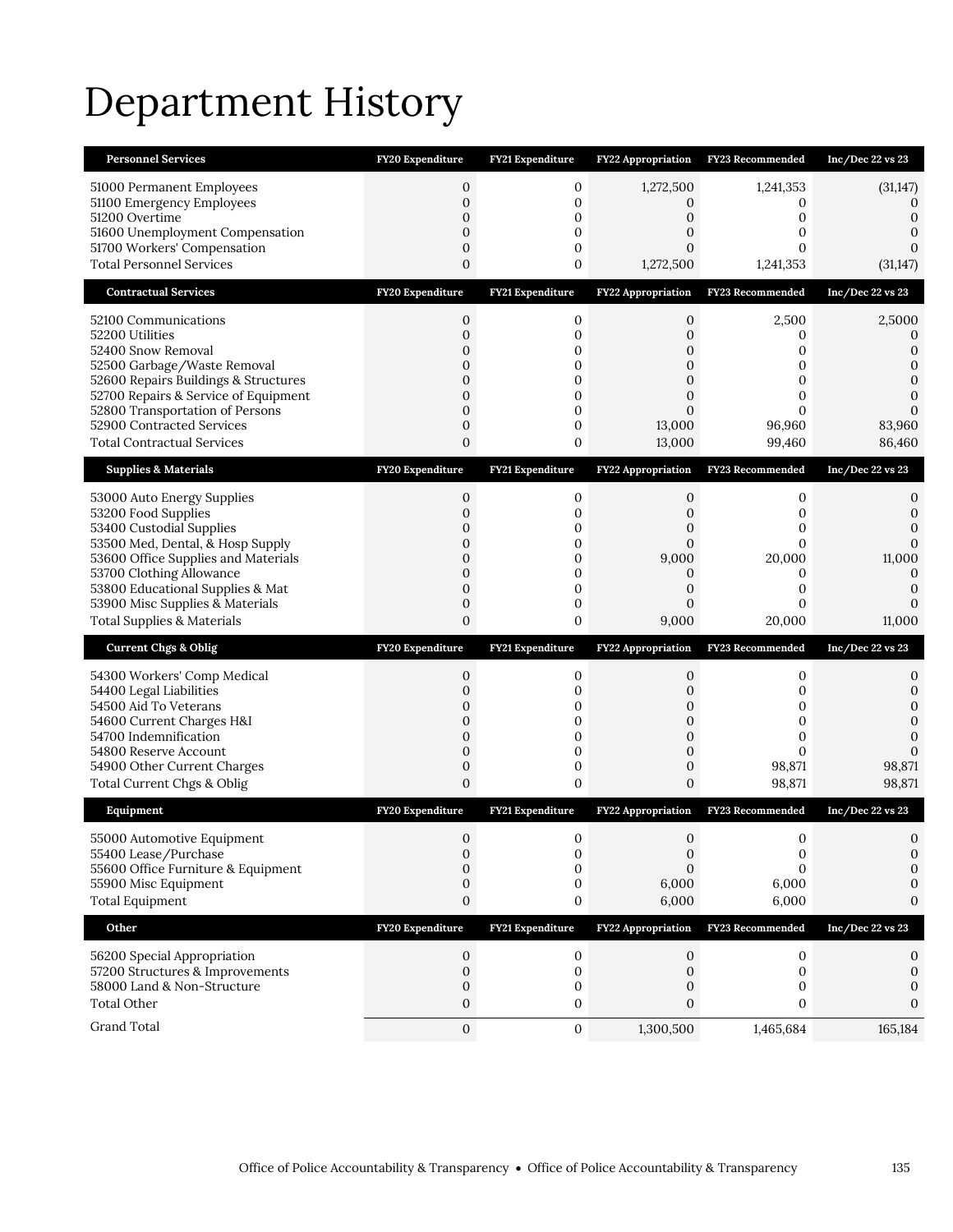# Department History

| Personnel Services | FY20 Expenditure | FY21 Expenditure | FY22 Appropriation | FY23 Recommended | Inc/Dec 22 vs 23 |
|---|---|---|---|---|---|
| 51000 Permanent Employees | 0 | 0 | 1,272,500 | 1,241,353 | (31,147) |
| 51100 Emergency Employees | 0 | 0 | 0 | 0 | 0 |
| 51200 Overtime | 0 | 0 | 0 | 0 | 0 |
| 51600 Unemployment Compensation | 0 | 0 | 0 | 0 | 0 |
| 51700 Workers' Compensation | 0 | 0 | 0 | 0 | 0 |
| Total Personnel Services | 0 | 0 | 1,272,500 | 1,241,353 | (31,147) |

| Contractual Services | FY20 Expenditure | FY21 Expenditure | FY22 Appropriation | FY23 Recommended | Inc/Dec 22 vs 23 |
|---|---|---|---|---|---|
| 52100 Communications | 0 | 0 | 0 | 2,500 | 2,5000 |
| 52200 Utilities | 0 | 0 | 0 | 0 | 0 |
| 52400 Snow Removal | 0 | 0 | 0 | 0 | 0 |
| 52500 Garbage/Waste Removal | 0 | 0 | 0 | 0 | 0 |
| 52600 Repairs Buildings & Structures | 0 | 0 | 0 | 0 | 0 |
| 52700 Repairs & Service of Equipment | 0 | 0 | 0 | 0 | 0 |
| 52800 Transportation of Persons | 0 | 0 | 0 | 0 | 0 |
| 52900 Contracted Services | 0 | 0 | 13,000 | 96,960 | 83,960 |
| Total Contractual Services | 0 | 0 | 13,000 | 99,460 | 86,460 |

| Supplies & Materials | FY20 Expenditure | FY21 Expenditure | FY22 Appropriation | FY23 Recommended | Inc/Dec 22 vs 23 |
|---|---|---|---|---|---|
| 53000 Auto Energy Supplies | 0 | 0 | 0 | 0 | 0 |
| 53200 Food Supplies | 0 | 0 | 0 | 0 | 0 |
| 53400 Custodial Supplies | 0 | 0 | 0 | 0 | 0 |
| 53500 Med, Dental, & Hosp Supply | 0 | 0 | 0 | 0 | 0 |
| 53600 Office Supplies and Materials | 0 | 0 | 9,000 | 20,000 | 11,000 |
| 53700 Clothing Allowance | 0 | 0 | 0 | 0 | 0 |
| 53800 Educational Supplies & Mat | 0 | 0 | 0 | 0 | 0 |
| 53900 Misc Supplies & Materials | 0 | 0 | 0 | 0 | 0 |
| Total Supplies & Materials | 0 | 0 | 9,000 | 20,000 | 11,000 |

| Current Chgs & Oblig | FY20 Expenditure | FY21 Expenditure | FY22 Appropriation | FY23 Recommended | Inc/Dec 22 vs 23 |
|---|---|---|---|---|---|
| 54300 Workers' Comp Medical | 0 | 0 | 0 | 0 | 0 |
| 54400 Legal Liabilities | 0 | 0 | 0 | 0 | 0 |
| 54500 Aid To Veterans | 0 | 0 | 0 | 0 | 0 |
| 54600 Current Charges H&I | 0 | 0 | 0 | 0 | 0 |
| 54700 Indemnification | 0 | 0 | 0 | 0 | 0 |
| 54800 Reserve Account | 0 | 0 | 0 | 0 | 0 |
| 54900 Other Current Charges | 0 | 0 | 0 | 98,871 | 98,871 |
| Total Current Chgs & Oblig | 0 | 0 | 0 | 98,871 | 98,871 |

| Equipment | FY20 Expenditure | FY21 Expenditure | FY22 Appropriation | FY23 Recommended | Inc/Dec 22 vs 23 |
|---|---|---|---|---|---|
| 55000 Automotive Equipment | 0 | 0 | 0 | 0 | 0 |
| 55400 Lease/Purchase | 0 | 0 | 0 | 0 | 0 |
| 55600 Office Furniture & Equipment | 0 | 0 | 0 | 0 | 0 |
| 55900 Misc Equipment | 0 | 0 | 6,000 | 6,000 | 0 |
| Total Equipment | 0 | 0 | 6,000 | 6,000 | 0 |

| Other | FY20 Expenditure | FY21 Expenditure | FY22 Appropriation | FY23 Recommended | Inc/Dec 22 vs 23 |
|---|---|---|---|---|---|
| 56200 Special Appropriation | 0 | 0 | 0 | 0 | 0 |
| 57200 Structures & Improvements | 0 | 0 | 0 | 0 | 0 |
| 58000 Land & Non-Structure | 0 | 0 | 0 | 0 | 0 |
| Total Other | 0 | 0 | 0 | 0 | 0 |
| Grand Total | 0 | 0 | 1,300,500 | 1,465,684 | 165,184 |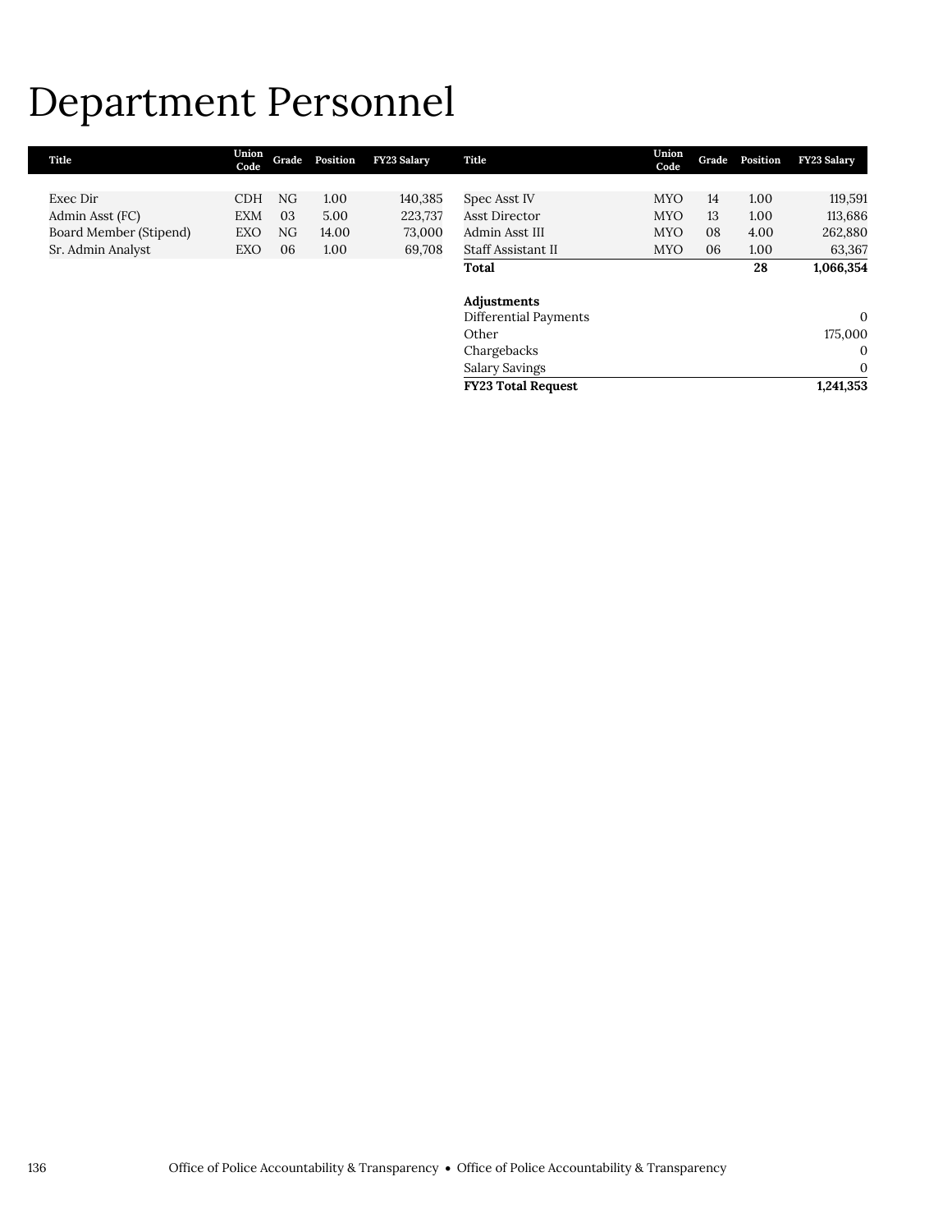# Department Personnel

| Title | Union Code | Grade | Position | FY23 Salary |
|---|---|---|---|---|
| Exec Dir | CDH | NG | 1.00 | 140,385 |
| Admin Asst (FC) | EXM | 03 | 5.00 | 223,737 |
| Board Member (Stipend) | EXO | NG | 14.00 | 73,000 |
| Sr. Admin Analyst | EXO | 06 | 1.00 | 69,708 |
| Spec Asst IV | MYO | 14 | 1.00 | 119,591 |
| Asst Director | MYO | 13 | 1.00 | 113,686 |
| Admin Asst III | MYO | 08 | 4.00 | 262,880 |
| Staff Assistant II | MYO | 06 | 1.00 | 63,367 |
| **Total** | | | **28** | **1,066,354** |

| **Adjustments** | |
|---|---|
| Differential Payments | 0 |
| Other | 175,000 |
| Chargebacks | 0 |
| Salary Savings | 0 |
| **FY23 Total Request** | **1,241,353** |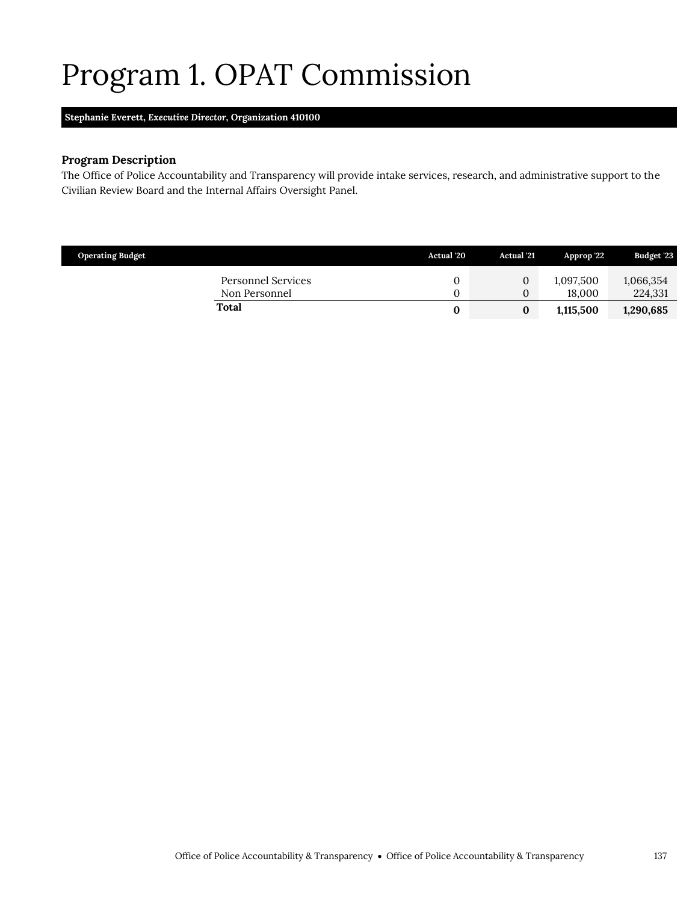# Program 1. OPAT Commission

**Stephanie Everett, *Executive Director*, Organization 410100**

### Program Description

The Office of Police Accountability and Transparency will provide intake services, research, and administrative support to the Civilian Review Board and the Internal Affairs Oversight Panel.

| Operating Budget | Actual '20 | Actual '21 | Approp '22 | Budget '23 |
|---|---|---|---|---|
| Personnel Services | 0 | 0 | 1,097,500 | 1,066,354 |
| Non Personnel | 0 | 0 | 18,000 | 224,331 |
| **Total** | **0** | **0** | **1,115,500** | **1,290,685** |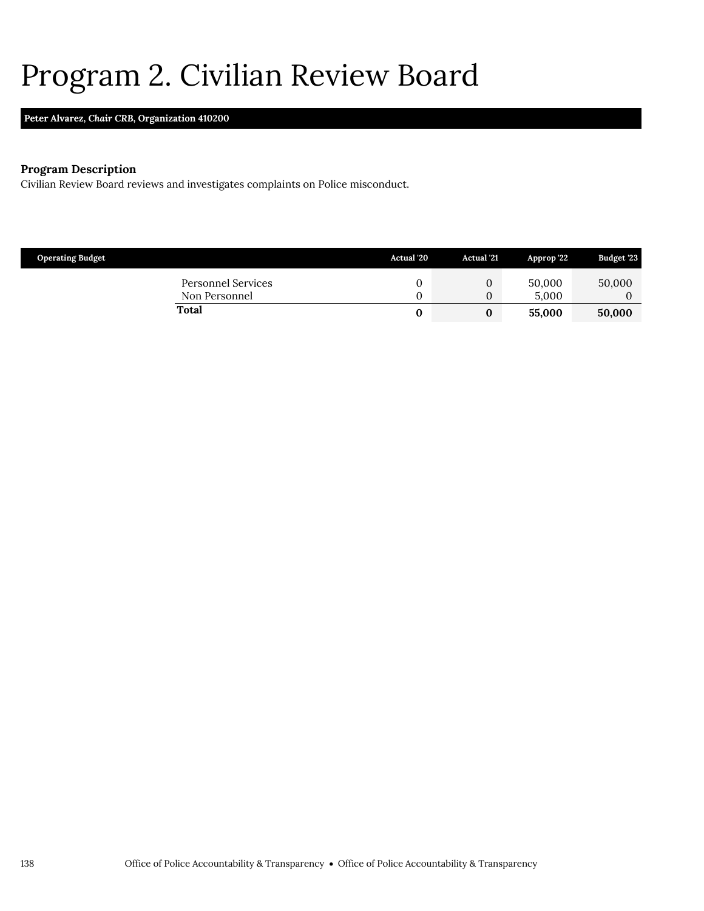# Program 2. Civilian Review Board

**Peter Alvarez, *Chair* CRB, Organization 410200**

### Program Description

Civilian Review Board reviews and investigates complaints on Police misconduct.

| Operating Budget | Actual '20 | Actual '21 | Approp '22 | Budget '23 |
|---|---|---|---|---|
| Personnel Services | 0 | 0 | 50,000 | 50,000 |
| Non Personnel | 0 | 0 | 5,000 | 0 |
| **Total** | **0** | **0** | **55,000** | **50,000** |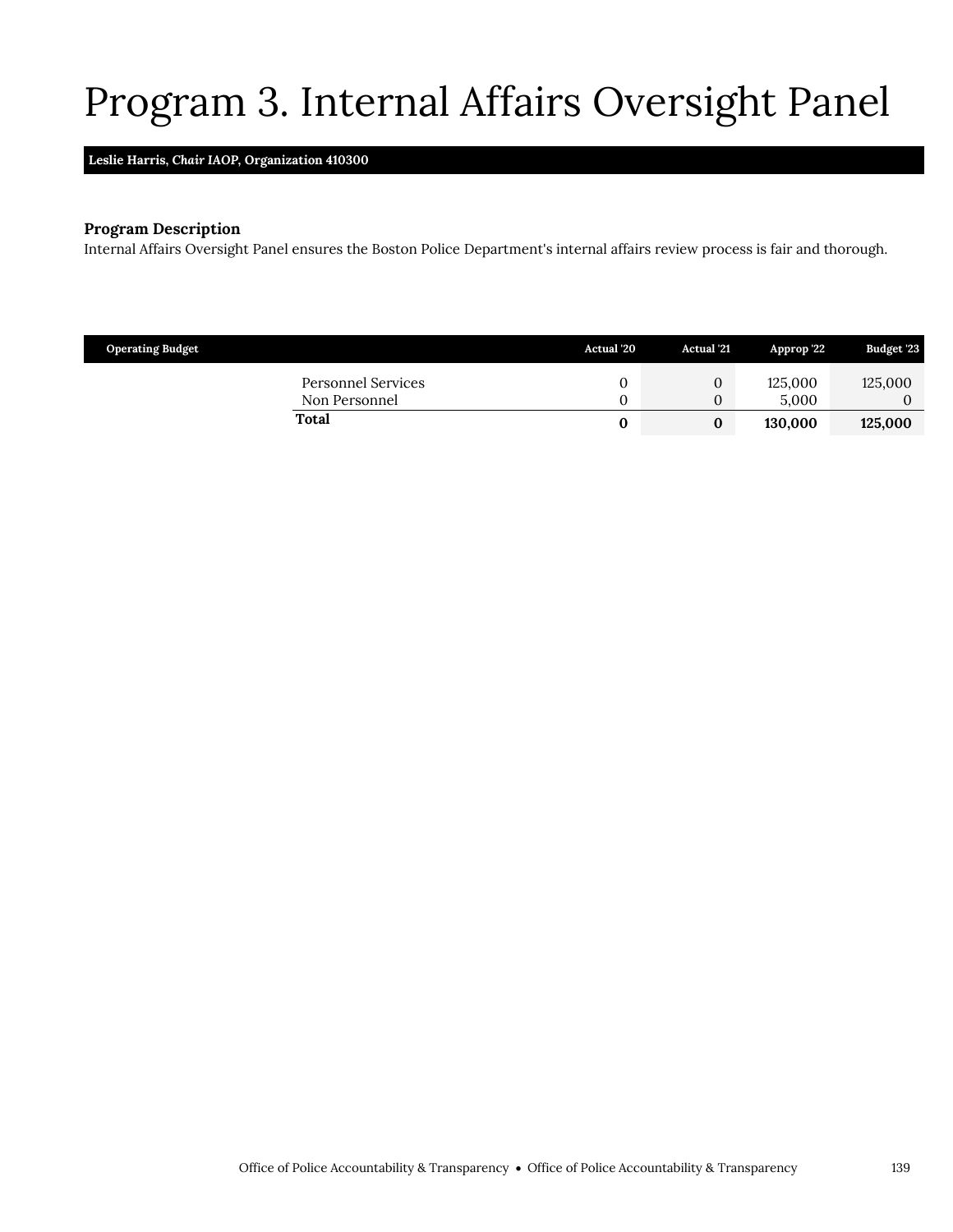# Program 3. Internal Affairs Oversight Panel

**Leslie Harris, *Chair* IAOP, Organization 410300**

### Program Description

Internal Affairs Oversight Panel ensures the Boston Police Department's internal affairs review process is fair and thorough.

| Operating Budget | Actual '20 | Actual '21 | Approp '22 | Budget '23 |
|---|---|---|---|---|
| Personnel Services | 0 | 0 | 125,000 | 125,000 |
| Non Personnel | 0 | 0 | 5,000 | 0 |
| **Total** | **0** | **0** | **130,000** | **125,000** |